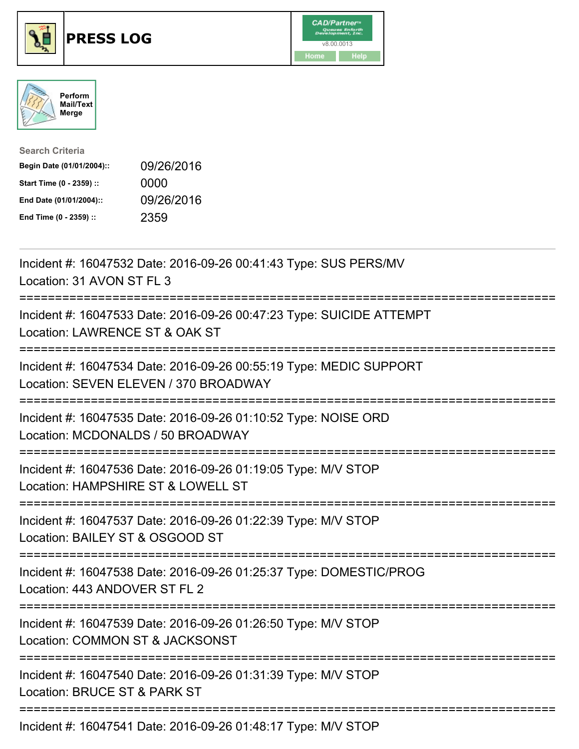# PRESS LOG

CAD/Partner™ Queues Enforth Development, Inc. v8.00.0013

Home | Help

Perform Mail/Text Merge

**Search Criteria**

| | |
|---|---|
| **Begin Date (01/01/2004)::** | 09/26/2016 |
| **Start Time (0 - 2359) ::** | 0000 |
| **End Date (01/01/2004)::** | 09/26/2016 |
| **End Time (0 - 2359) ::** | 2359 |

---

Incident #: 16047532 Date: 2016-09-26 00:41:43 Type: SUS PERS/MV
Location: 31 AVON ST FL 3

===========================================================================

Incident #: 16047533 Date: 2016-09-26 00:47:23 Type: SUICIDE ATTEMPT
Location: LAWRENCE ST & OAK ST

===========================================================================

Incident #: 16047534 Date: 2016-09-26 00:55:19 Type: MEDIC SUPPORT
Location: SEVEN ELEVEN / 370 BROADWAY

===========================================================================

Incident #: 16047535 Date: 2016-09-26 01:10:52 Type: NOISE ORD
Location: MCDONALDS / 50 BROADWAY

===========================================================================

Incident #: 16047536 Date: 2016-09-26 01:19:05 Type: M/V STOP
Location: HAMPSHIRE ST & LOWELL ST

===========================================================================

Incident #: 16047537 Date: 2016-09-26 01:22:39 Type: M/V STOP
Location: BAILEY ST & OSGOOD ST

===========================================================================

Incident #: 16047538 Date: 2016-09-26 01:25:37 Type: DOMESTIC/PROG
Location: 443 ANDOVER ST FL 2

===========================================================================

Incident #: 16047539 Date: 2016-09-26 01:26:50 Type: M/V STOP
Location: COMMON ST & JACKSONST

===========================================================================

Incident #: 16047540 Date: 2016-09-26 01:31:39 Type: M/V STOP
Location: BRUCE ST & PARK ST

===========================================================================

Incident #: 16047541 Date: 2016-09-26 01:48:17 Type: M/V STOP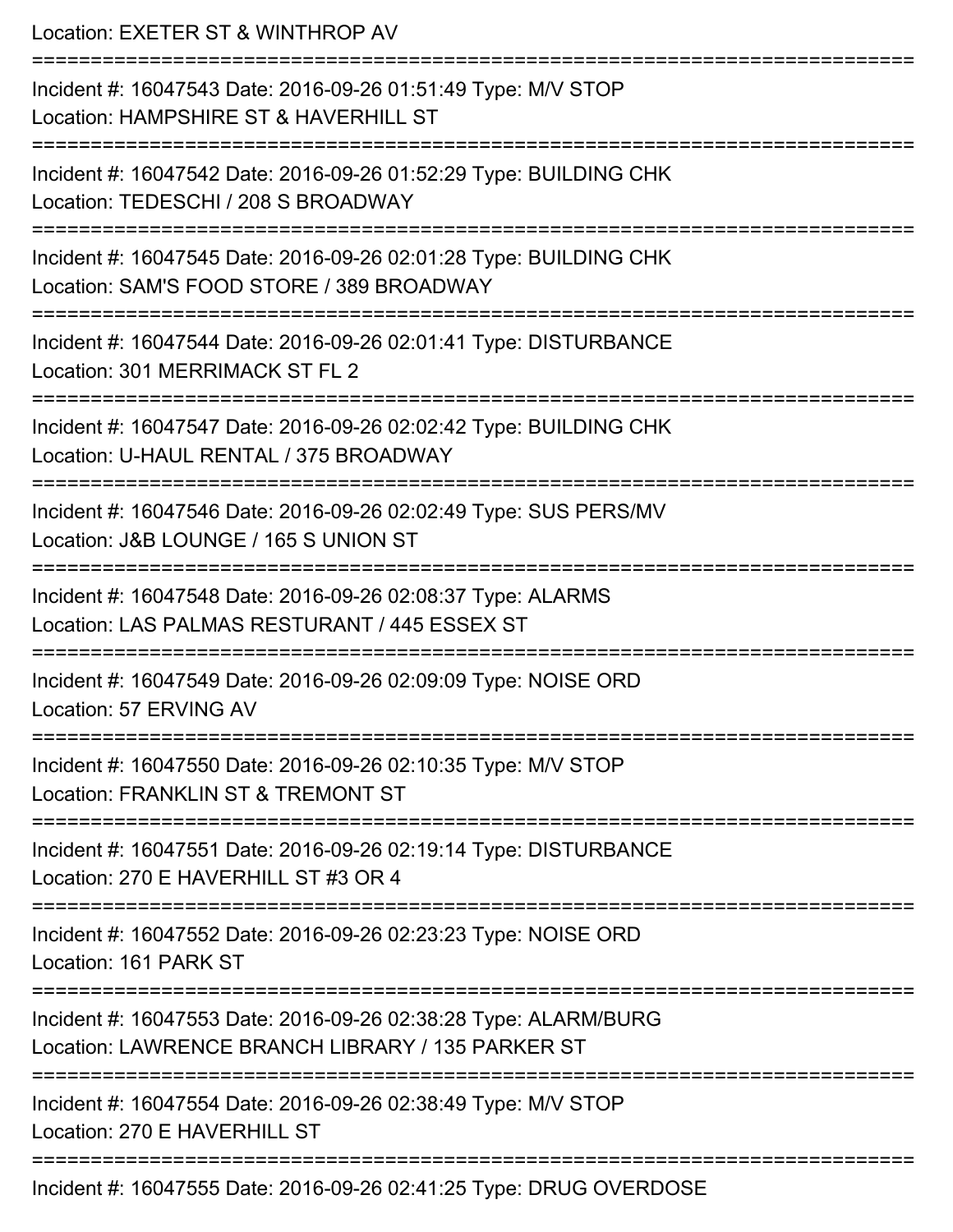Location: EXETER ST & WINTHROP AV

===========================================================================

Incident #: 16047543 Date: 2016-09-26 01:51:49 Type: M/V STOP

Location: HAMPSHIRE ST & HAVERHILL ST

===========================================================================

Incident #: 16047542 Date: 2016-09-26 01:52:29 Type: BUILDING CHK

Location: TEDESCHI / 208 S BROADWAY

===========================================================================

Incident #: 16047545 Date: 2016-09-26 02:01:28 Type: BUILDING CHK

Location: SAM'S FOOD STORE / 389 BROADWAY

===========================================================================

Incident #: 16047544 Date: 2016-09-26 02:01:41 Type: DISTURBANCE

Location: 301 MERRIMACK ST FL 2

===========================================================================

Incident #: 16047547 Date: 2016-09-26 02:02:42 Type: BUILDING CHK

Location: U-HAUL RENTAL / 375 BROADWAY

===========================================================================

Incident #: 16047546 Date: 2016-09-26 02:02:49 Type: SUS PERS/MV

Location: J&B LOUNGE / 165 S UNION ST

===========================================================================

Incident #: 16047548 Date: 2016-09-26 02:08:37 Type: ALARMS

Location: LAS PALMAS RESTURANT / 445 ESSEX ST

===========================================================================

Incident #: 16047549 Date: 2016-09-26 02:09:09 Type: NOISE ORD

Location: 57 ERVING AV

===========================================================================

Incident #: 16047550 Date: 2016-09-26 02:10:35 Type: M/V STOP

Location: FRANKLIN ST & TREMONT ST

===========================================================================

Incident #: 16047551 Date: 2016-09-26 02:19:14 Type: DISTURBANCE

Location: 270 E HAVERHILL ST #3 OR 4

===========================================================================

Incident #: 16047552 Date: 2016-09-26 02:23:23 Type: NOISE ORD

Location: 161 PARK ST

===========================================================================

Incident #: 16047553 Date: 2016-09-26 02:38:28 Type: ALARM/BURG

Location: LAWRENCE BRANCH LIBRARY / 135 PARKER ST

===========================================================================

Incident #: 16047554 Date: 2016-09-26 02:38:49 Type: M/V STOP

Location: 270 E HAVERHILL ST

===========================================================================

Incident #: 16047555 Date: 2016-09-26 02:41:25 Type: DRUG OVERDOSE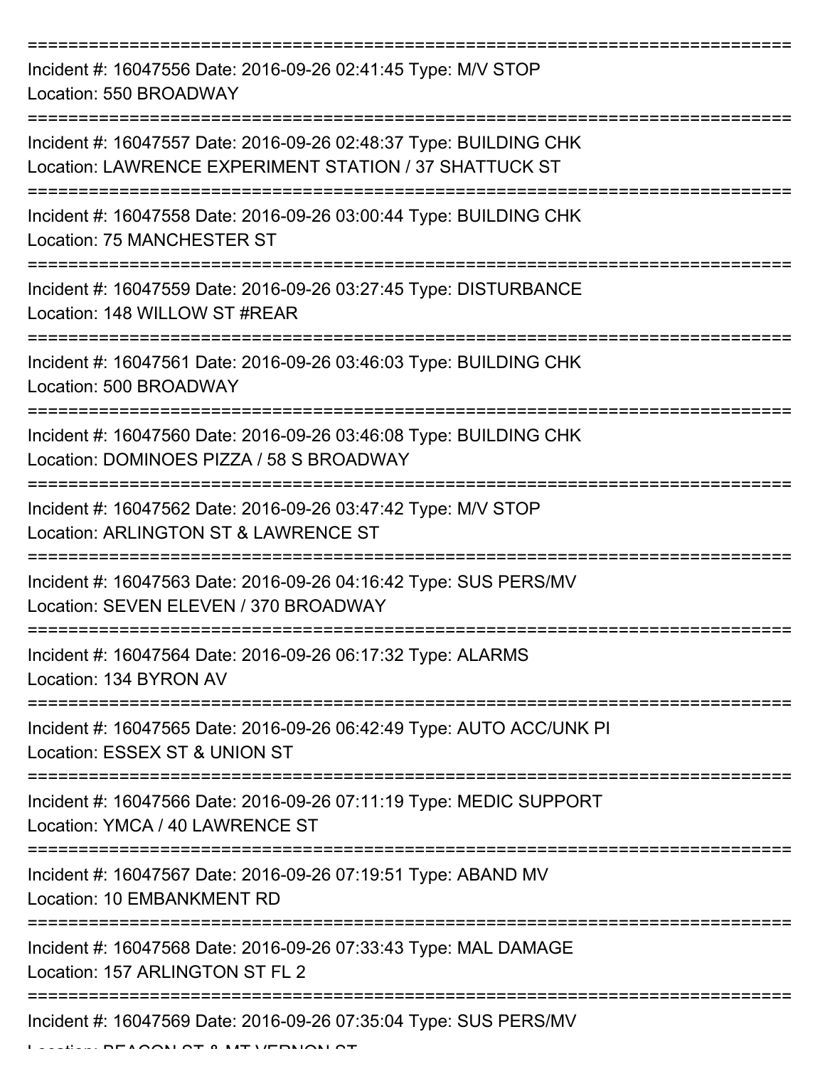==============================================================================
Incident #: 16047556 Date: 2016-09-26 02:41:45 Type: M/V STOP
Location: 550 BROADWAY
==============================================================================
Incident #: 16047557 Date: 2016-09-26 02:48:37 Type: BUILDING CHK
Location: LAWRENCE EXPERIMENT STATION / 37 SHATTUCK ST
==============================================================================
Incident #: 16047558 Date: 2016-09-26 03:00:44 Type: BUILDING CHK
Location: 75 MANCHESTER ST
==============================================================================
Incident #: 16047559 Date: 2016-09-26 03:27:45 Type: DISTURBANCE
Location: 148 WILLOW ST #REAR
==============================================================================
Incident #: 16047561 Date: 2016-09-26 03:46:03 Type: BUILDING CHK
Location: 500 BROADWAY
==============================================================================
Incident #: 16047560 Date: 2016-09-26 03:46:08 Type: BUILDING CHK
Location: DOMINOES PIZZA / 58 S BROADWAY
==============================================================================
Incident #: 16047562 Date: 2016-09-26 03:47:42 Type: M/V STOP
Location: ARLINGTON ST & LAWRENCE ST
==============================================================================
Incident #: 16047563 Date: 2016-09-26 04:16:42 Type: SUS PERS/MV
Location: SEVEN ELEVEN / 370 BROADWAY
==============================================================================
Incident #: 16047564 Date: 2016-09-26 06:17:32 Type: ALARMS
Location: 134 BYRON AV
==============================================================================
Incident #: 16047565 Date: 2016-09-26 06:42:49 Type: AUTO ACC/UNK PI
Location: ESSEX ST & UNION ST
==============================================================================
Incident #: 16047566 Date: 2016-09-26 07:11:19 Type: MEDIC SUPPORT
Location: YMCA / 40 LAWRENCE ST
==============================================================================
Incident #: 16047567 Date: 2016-09-26 07:19:51 Type: ABAND MV
Location: 10 EMBANKMENT RD
==============================================================================
Incident #: 16047568 Date: 2016-09-26 07:33:43 Type: MAL DAMAGE
Location: 157 ARLINGTON ST FL 2
==============================================================================
Incident #: 16047569 Date: 2016-09-26 07:35:04 Type: SUS PERS/MV
Location: BEACON ST & MT VERNON ST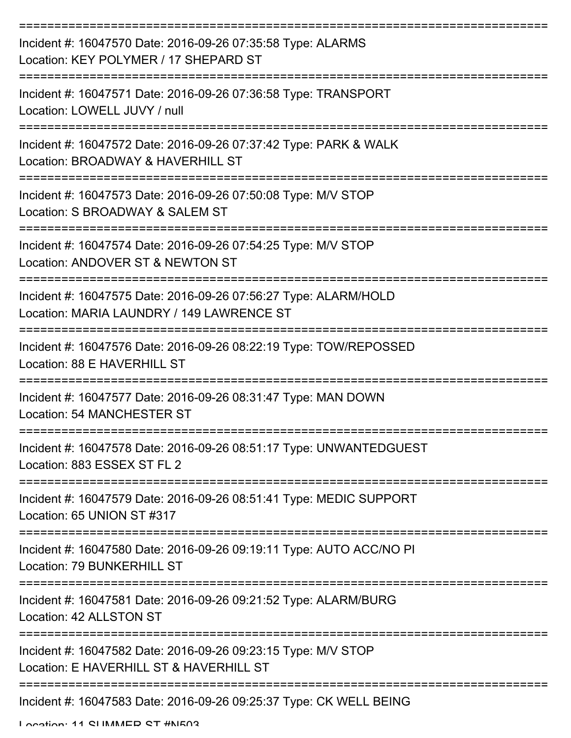===========================================================================

Incident #: 16047570 Date: 2016-09-26 07:35:58 Type: ALARMS
Location: KEY POLYMER / 17 SHEPARD ST

===========================================================================

Incident #: 16047571 Date: 2016-09-26 07:36:58 Type: TRANSPORT
Location: LOWELL JUVY / null

===========================================================================

Incident #: 16047572 Date: 2016-09-26 07:37:42 Type: PARK & WALK
Location: BROADWAY & HAVERHILL ST

===========================================================================

Incident #: 16047573 Date: 2016-09-26 07:50:08 Type: M/V STOP
Location: S BROADWAY & SALEM ST

===========================================================================

Incident #: 16047574 Date: 2016-09-26 07:54:25 Type: M/V STOP
Location: ANDOVER ST & NEWTON ST

===========================================================================

Incident #: 16047575 Date: 2016-09-26 07:56:27 Type: ALARM/HOLD
Location: MARIA LAUNDRY / 149 LAWRENCE ST

===========================================================================

Incident #: 16047576 Date: 2016-09-26 08:22:19 Type: TOW/REPOSSED
Location: 88 E HAVERHILL ST

===========================================================================

Incident #: 16047577 Date: 2016-09-26 08:31:47 Type: MAN DOWN
Location: 54 MANCHESTER ST

===========================================================================

Incident #: 16047578 Date: 2016-09-26 08:51:17 Type: UNWANTEDGUEST
Location: 883 ESSEX ST FL 2

===========================================================================

Incident #: 16047579 Date: 2016-09-26 08:51:41 Type: MEDIC SUPPORT
Location: 65 UNION ST #317

===========================================================================

Incident #: 16047580 Date: 2016-09-26 09:19:11 Type: AUTO ACC/NO PI
Location: 79 BUNKERHILL ST

===========================================================================

Incident #: 16047581 Date: 2016-09-26 09:21:52 Type: ALARM/BURG
Location: 42 ALLSTON ST

===========================================================================

Incident #: 16047582 Date: 2016-09-26 09:23:15 Type: M/V STOP
Location: E HAVERHILL ST & HAVERHILL ST

===========================================================================

Incident #: 16047583 Date: 2016-09-26 09:25:37 Type: CK WELL BEING
Location: 11 SUMMER ST #N503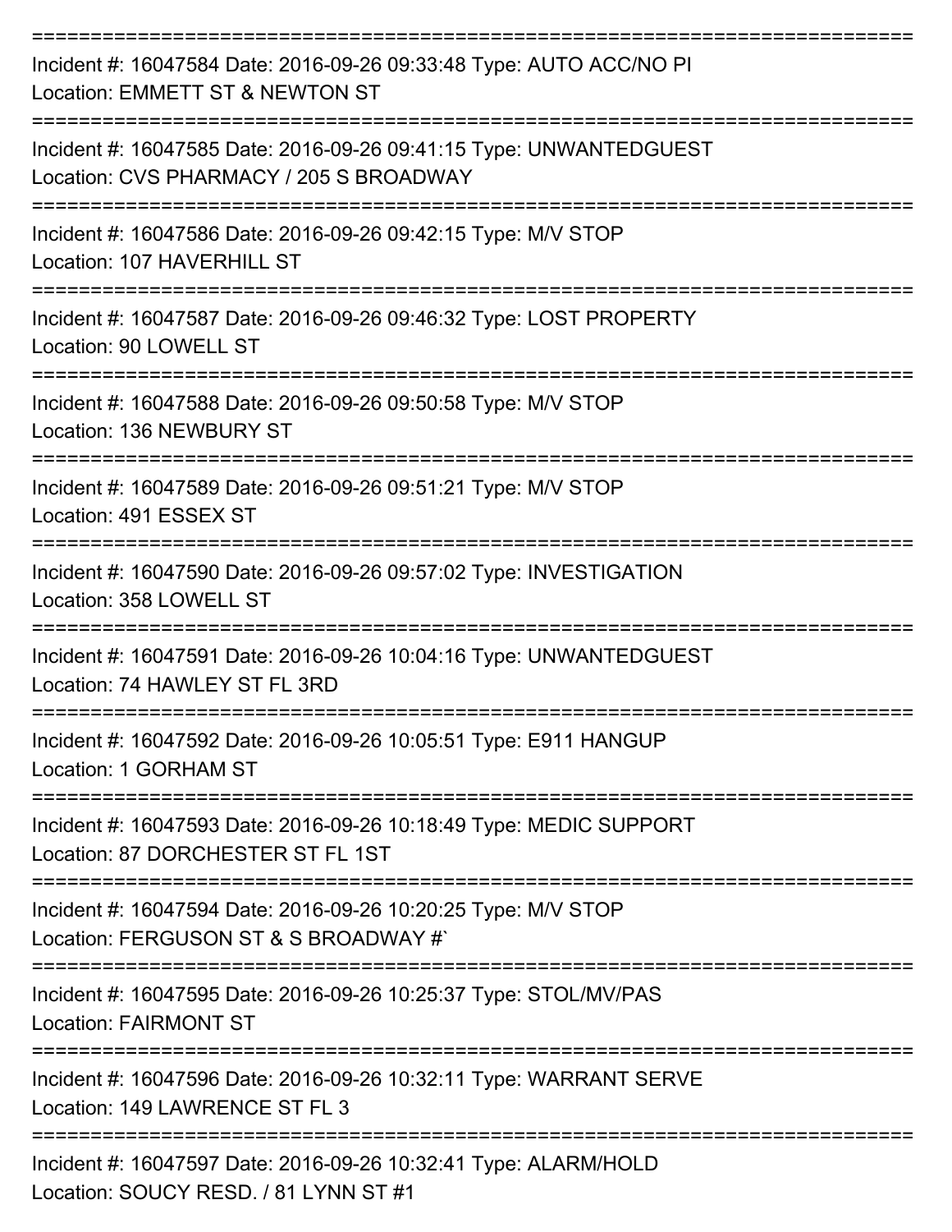===========================================================================

Incident #: 16047584 Date: 2016-09-26 09:33:48 Type: AUTO ACC/NO PI
Location: EMMETT ST & NEWTON ST

===========================================================================

Incident #: 16047585 Date: 2016-09-26 09:41:15 Type: UNWANTEDGUEST
Location: CVS PHARMACY / 205 S BROADWAY

===========================================================================

Incident #: 16047586 Date: 2016-09-26 09:42:15 Type: M/V STOP
Location: 107 HAVERHILL ST

===========================================================================

Incident #: 16047587 Date: 2016-09-26 09:46:32 Type: LOST PROPERTY
Location: 90 LOWELL ST

===========================================================================

Incident #: 16047588 Date: 2016-09-26 09:50:58 Type: M/V STOP
Location: 136 NEWBURY ST

===========================================================================

Incident #: 16047589 Date: 2016-09-26 09:51:21 Type: M/V STOP
Location: 491 ESSEX ST

===========================================================================

Incident #: 16047590 Date: 2016-09-26 09:57:02 Type: INVESTIGATION
Location: 358 LOWELL ST

===========================================================================

Incident #: 16047591 Date: 2016-09-26 10:04:16 Type: UNWANTEDGUEST
Location: 74 HAWLEY ST FL 3RD

===========================================================================

Incident #: 16047592 Date: 2016-09-26 10:05:51 Type: E911 HANGUP
Location: 1 GORHAM ST

===========================================================================

Incident #: 16047593 Date: 2016-09-26 10:18:49 Type: MEDIC SUPPORT
Location: 87 DORCHESTER ST FL 1ST

===========================================================================

Incident #: 16047594 Date: 2016-09-26 10:20:25 Type: M/V STOP
Location: FERGUSON ST & S BROADWAY #`

===========================================================================

Incident #: 16047595 Date: 2016-09-26 10:25:37 Type: STOL/MV/PAS
Location: FAIRMONT ST

===========================================================================

Incident #: 16047596 Date: 2016-09-26 10:32:11 Type: WARRANT SERVE
Location: 149 LAWRENCE ST FL 3

===========================================================================

Incident #: 16047597 Date: 2016-09-26 10:32:41 Type: ALARM/HOLD
Location: SOUCY RESD. / 81 LYNN ST #1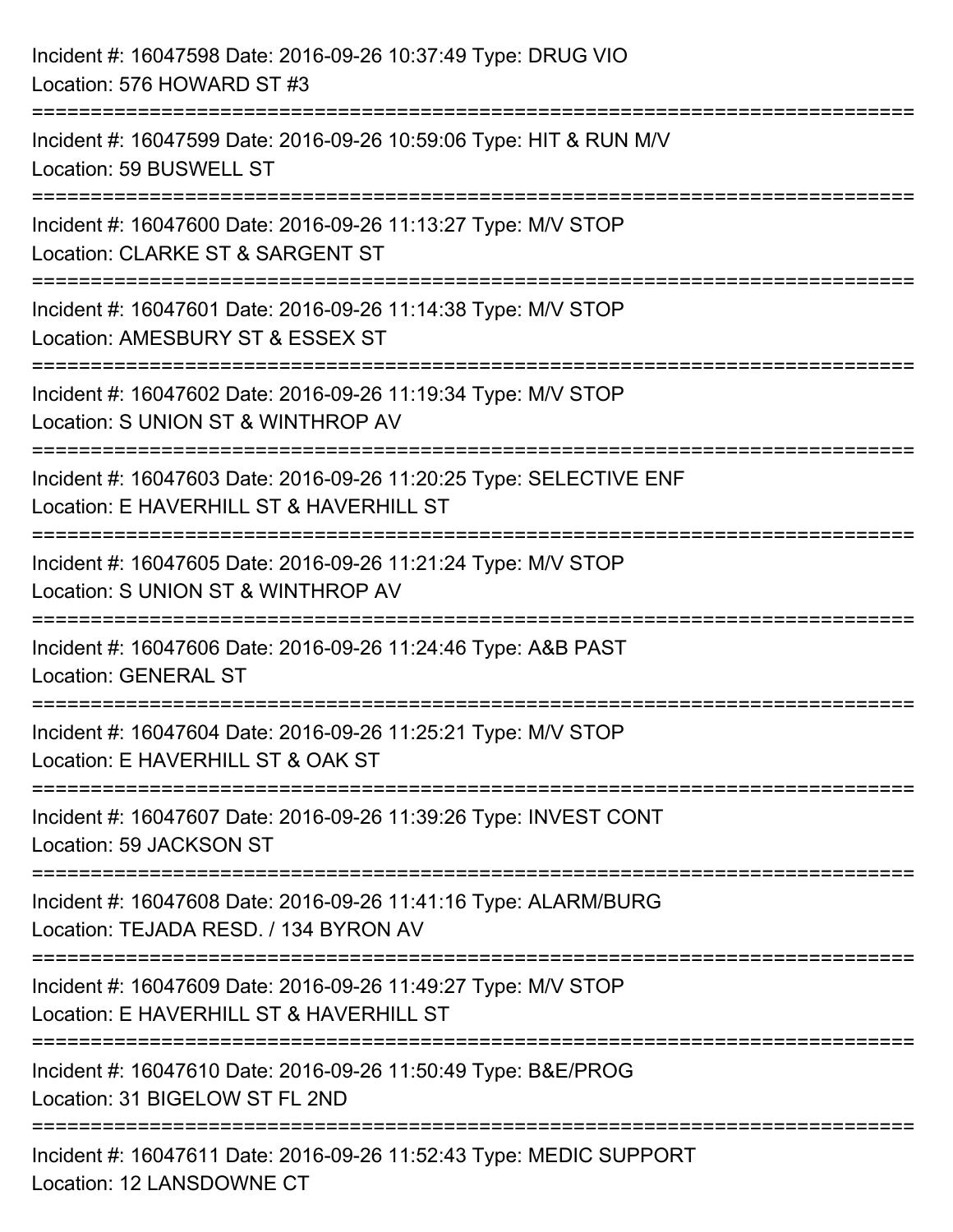Incident #: 16047598 Date: 2016-09-26 10:37:49 Type: DRUG VIO
Location: 576 HOWARD ST #3

===========================================================================

Incident #: 16047599 Date: 2016-09-26 10:59:06 Type: HIT & RUN M/V
Location: 59 BUSWELL ST

===========================================================================

Incident #: 16047600 Date: 2016-09-26 11:13:27 Type: M/V STOP
Location: CLARKE ST & SARGENT ST

===========================================================================

Incident #: 16047601 Date: 2016-09-26 11:14:38 Type: M/V STOP
Location: AMESBURY ST & ESSEX ST

===========================================================================

Incident #: 16047602 Date: 2016-09-26 11:19:34 Type: M/V STOP
Location: S UNION ST & WINTHROP AV

===========================================================================

Incident #: 16047603 Date: 2016-09-26 11:20:25 Type: SELECTIVE ENF
Location: E HAVERHILL ST & HAVERHILL ST

===========================================================================

Incident #: 16047605 Date: 2016-09-26 11:21:24 Type: M/V STOP
Location: S UNION ST & WINTHROP AV

===========================================================================

Incident #: 16047606 Date: 2016-09-26 11:24:46 Type: A&B PAST
Location: GENERAL ST

===========================================================================

Incident #: 16047604 Date: 2016-09-26 11:25:21 Type: M/V STOP
Location: E HAVERHILL ST & OAK ST

===========================================================================

Incident #: 16047607 Date: 2016-09-26 11:39:26 Type: INVEST CONT
Location: 59 JACKSON ST

===========================================================================

Incident #: 16047608 Date: 2016-09-26 11:41:16 Type: ALARM/BURG
Location: TEJADA RESD. / 134 BYRON AV

===========================================================================

Incident #: 16047609 Date: 2016-09-26 11:49:27 Type: M/V STOP
Location: E HAVERHILL ST & HAVERHILL ST

===========================================================================

Incident #: 16047610 Date: 2016-09-26 11:50:49 Type: B&E/PROG
Location: 31 BIGELOW ST FL 2ND

===========================================================================

Incident #: 16047611 Date: 2016-09-26 11:52:43 Type: MEDIC SUPPORT
Location: 12 LANSDOWNE CT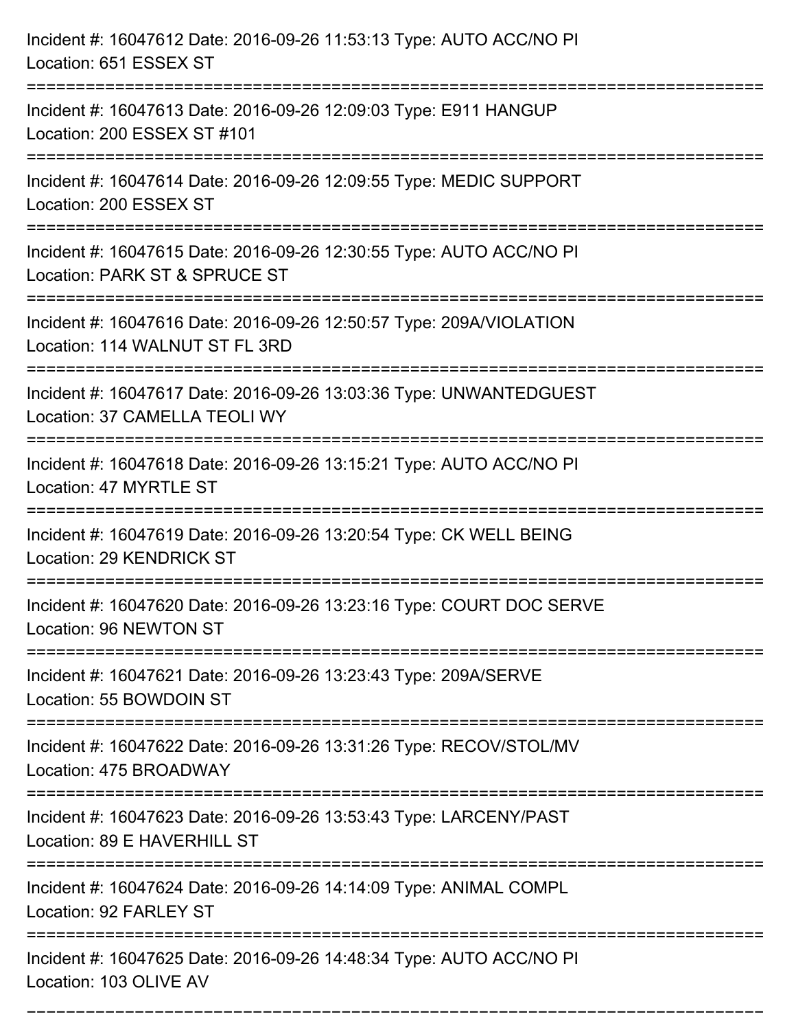Incident #: 16047612 Date: 2016-09-26 11:53:13 Type: AUTO ACC/NO PI
Location: 651 ESSEX ST

===========================================================================

Incident #: 16047613 Date: 2016-09-26 12:09:03 Type: E911 HANGUP
Location: 200 ESSEX ST #101

===========================================================================

Incident #: 16047614 Date: 2016-09-26 12:09:55 Type: MEDIC SUPPORT
Location: 200 ESSEX ST

===========================================================================

Incident #: 16047615 Date: 2016-09-26 12:30:55 Type: AUTO ACC/NO PI
Location: PARK ST & SPRUCE ST

===========================================================================

Incident #: 16047616 Date: 2016-09-26 12:50:57 Type: 209A/VIOLATION
Location: 114 WALNUT ST FL 3RD

===========================================================================

Incident #: 16047617 Date: 2016-09-26 13:03:36 Type: UNWANTEDGUEST
Location: 37 CAMELLA TEOLI WY

===========================================================================

Incident #: 16047618 Date: 2016-09-26 13:15:21 Type: AUTO ACC/NO PI
Location: 47 MYRTLE ST

===========================================================================

Incident #: 16047619 Date: 2016-09-26 13:20:54 Type: CK WELL BEING
Location: 29 KENDRICK ST

===========================================================================

Incident #: 16047620 Date: 2016-09-26 13:23:16 Type: COURT DOC SERVE
Location: 96 NEWTON ST

===========================================================================

Incident #: 16047621 Date: 2016-09-26 13:23:43 Type: 209A/SERVE
Location: 55 BOWDOIN ST

===========================================================================

Incident #: 16047622 Date: 2016-09-26 13:31:26 Type: RECOV/STOL/MV
Location: 475 BROADWAY

===========================================================================

Incident #: 16047623 Date: 2016-09-26 13:53:43 Type: LARCENY/PAST
Location: 89 E HAVERHILL ST

===========================================================================

Incident #: 16047624 Date: 2016-09-26 14:14:09 Type: ANIMAL COMPL
Location: 92 FARLEY ST

===========================================================================

Incident #: 16047625 Date: 2016-09-26 14:48:34 Type: AUTO ACC/NO PI
Location: 103 OLIVE AV

===========================================================================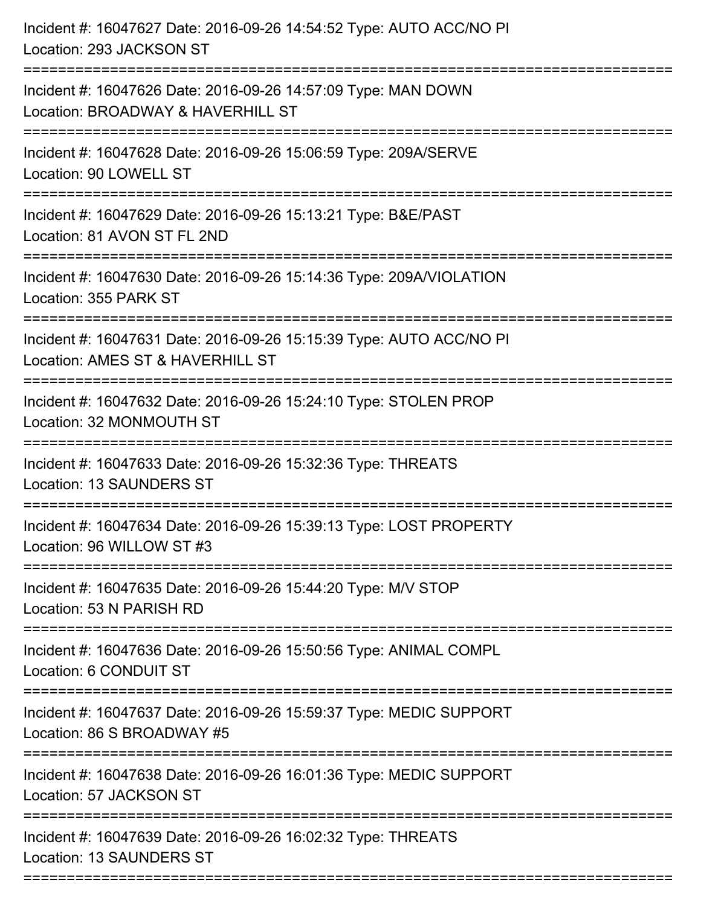Incident #: 16047627 Date: 2016-09-26 14:54:52 Type: AUTO ACC/NO PI
Location: 293 JACKSON ST

===========================================================================

Incident #: 16047626 Date: 2016-09-26 14:57:09 Type: MAN DOWN
Location: BROADWAY & HAVERHILL ST

===========================================================================

Incident #: 16047628 Date: 2016-09-26 15:06:59 Type: 209A/SERVE
Location: 90 LOWELL ST

===========================================================================

Incident #: 16047629 Date: 2016-09-26 15:13:21 Type: B&E/PAST
Location: 81 AVON ST FL 2ND

===========================================================================

Incident #: 16047630 Date: 2016-09-26 15:14:36 Type: 209A/VIOLATION
Location: 355 PARK ST

===========================================================================

Incident #: 16047631 Date: 2016-09-26 15:15:39 Type: AUTO ACC/NO PI
Location: AMES ST & HAVERHILL ST

===========================================================================

Incident #: 16047632 Date: 2016-09-26 15:24:10 Type: STOLEN PROP
Location: 32 MONMOUTH ST

===========================================================================

Incident #: 16047633 Date: 2016-09-26 15:32:36 Type: THREATS
Location: 13 SAUNDERS ST

===========================================================================

Incident #: 16047634 Date: 2016-09-26 15:39:13 Type: LOST PROPERTY
Location: 96 WILLOW ST #3

===========================================================================

Incident #: 16047635 Date: 2016-09-26 15:44:20 Type: M/V STOP
Location: 53 N PARISH RD

===========================================================================

Incident #: 16047636 Date: 2016-09-26 15:50:56 Type: ANIMAL COMPL
Location: 6 CONDUIT ST

===========================================================================

Incident #: 16047637 Date: 2016-09-26 15:59:37 Type: MEDIC SUPPORT
Location: 86 S BROADWAY #5

===========================================================================

Incident #: 16047638 Date: 2016-09-26 16:01:36 Type: MEDIC SUPPORT
Location: 57 JACKSON ST

===========================================================================

Incident #: 16047639 Date: 2016-09-26 16:02:32 Type: THREATS
Location: 13 SAUNDERS ST

===========================================================================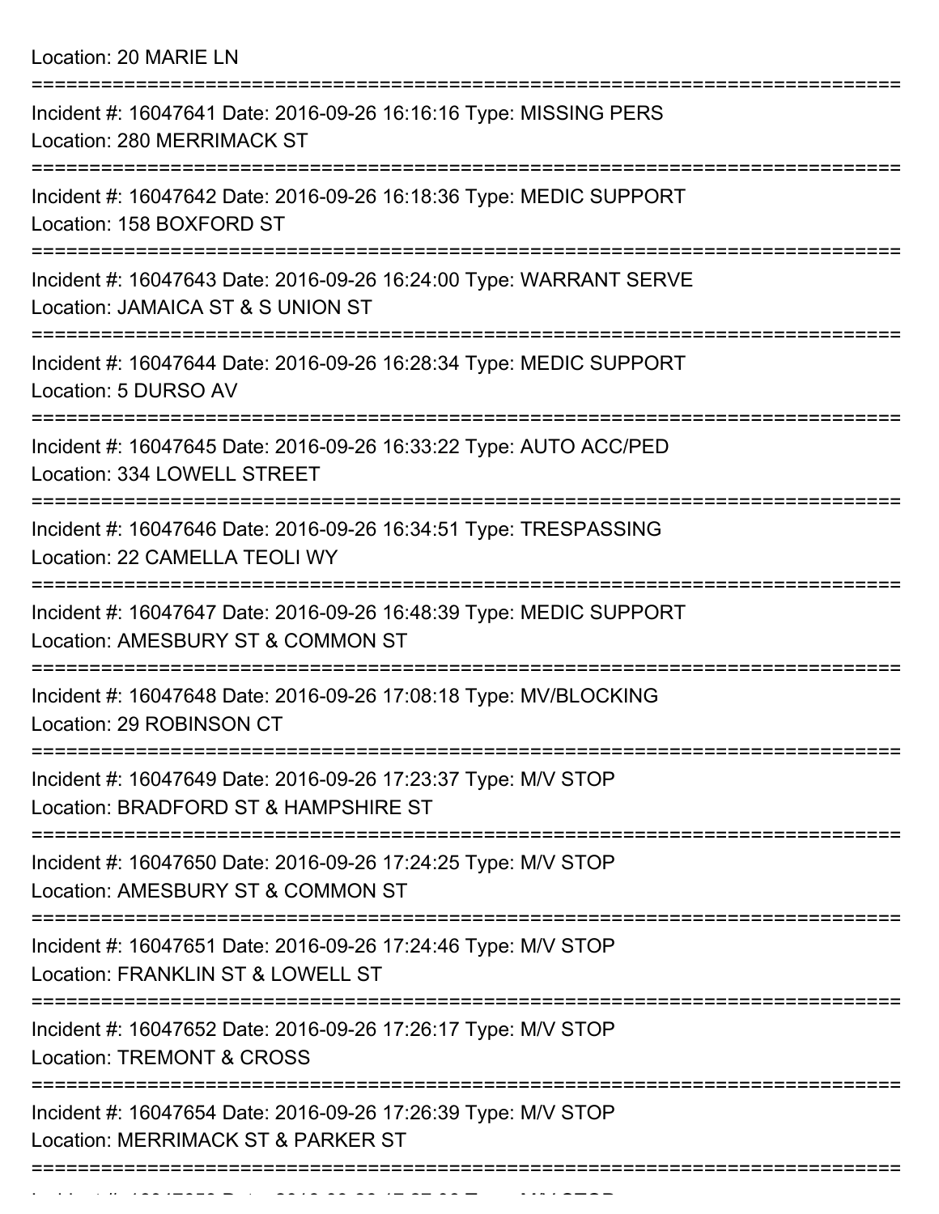Location: 20 MARIE LN

===========================================================================

Incident #: 16047641 Date: 2016-09-26 16:16:16 Type: MISSING PERS
Location: 280 MERRIMACK ST

===========================================================================

Incident #: 16047642 Date: 2016-09-26 16:18:36 Type: MEDIC SUPPORT
Location: 158 BOXFORD ST

===========================================================================

Incident #: 16047643 Date: 2016-09-26 16:24:00 Type: WARRANT SERVE
Location: JAMAICA ST & S UNION ST

===========================================================================

Incident #: 16047644 Date: 2016-09-26 16:28:34 Type: MEDIC SUPPORT
Location: 5 DURSO AV

===========================================================================

Incident #: 16047645 Date: 2016-09-26 16:33:22 Type: AUTO ACC/PED
Location: 334 LOWELL STREET

===========================================================================

Incident #: 16047646 Date: 2016-09-26 16:34:51 Type: TRESPASSING
Location: 22 CAMELLA TEOLI WY

===========================================================================

Incident #: 16047647 Date: 2016-09-26 16:48:39 Type: MEDIC SUPPORT
Location: AMESBURY ST & COMMON ST

===========================================================================

Incident #: 16047648 Date: 2016-09-26 17:08:18 Type: MV/BLOCKING
Location: 29 ROBINSON CT

===========================================================================

Incident #: 16047649 Date: 2016-09-26 17:23:37 Type: M/V STOP
Location: BRADFORD ST & HAMPSHIRE ST

===========================================================================

Incident #: 16047650 Date: 2016-09-26 17:24:25 Type: M/V STOP
Location: AMESBURY ST & COMMON ST

===========================================================================

Incident #: 16047651 Date: 2016-09-26 17:24:46 Type: M/V STOP
Location: FRANKLIN ST & LOWELL ST

===========================================================================

Incident #: 16047652 Date: 2016-09-26 17:26:17 Type: M/V STOP
Location: TREMONT & CROSS

===========================================================================

Incident #: 16047654 Date: 2016-09-26 17:26:39 Type: M/V STOP
Location: MERRIMACK ST & PARKER ST

===========================================================================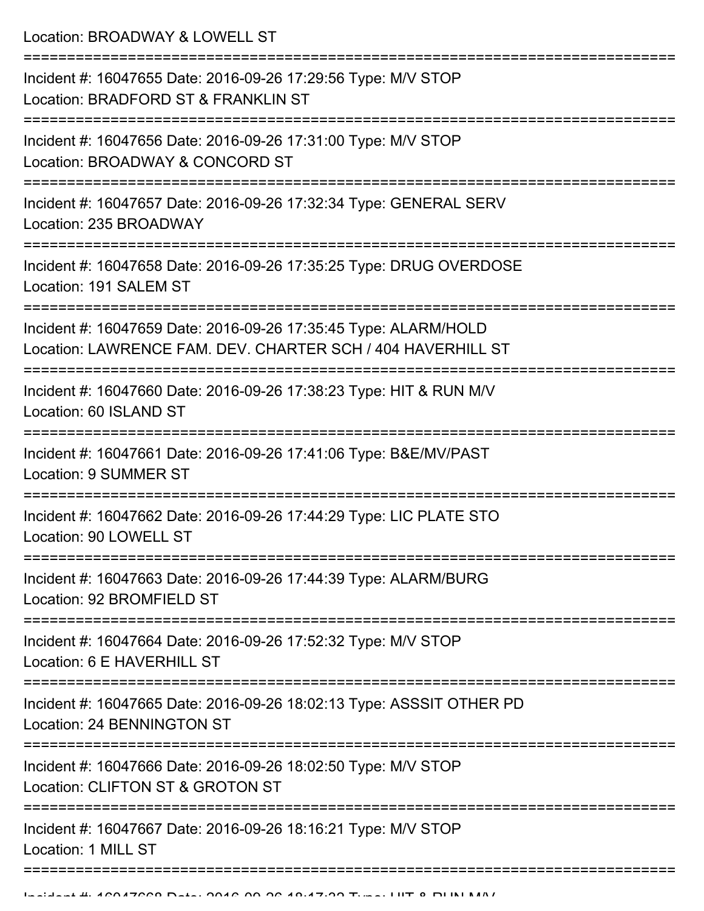Location: BROADWAY & LOWELL ST

===========================================================================

Incident #: 16047655 Date: 2016-09-26 17:29:56 Type: M/V STOP
Location: BRADFORD ST & FRANKLIN ST

===========================================================================

Incident #: 16047656 Date: 2016-09-26 17:31:00 Type: M/V STOP
Location: BROADWAY & CONCORD ST

===========================================================================

Incident #: 16047657 Date: 2016-09-26 17:32:34 Type: GENERAL SERV
Location: 235 BROADWAY

===========================================================================

Incident #: 16047658 Date: 2016-09-26 17:35:25 Type: DRUG OVERDOSE
Location: 191 SALEM ST

===========================================================================

Incident #: 16047659 Date: 2016-09-26 17:35:45 Type: ALARM/HOLD
Location: LAWRENCE FAM. DEV. CHARTER SCH / 404 HAVERHILL ST

===========================================================================

Incident #: 16047660 Date: 2016-09-26 17:38:23 Type: HIT & RUN M/V
Location: 60 ISLAND ST

===========================================================================

Incident #: 16047661 Date: 2016-09-26 17:41:06 Type: B&E/MV/PAST
Location: 9 SUMMER ST

===========================================================================

Incident #: 16047662 Date: 2016-09-26 17:44:29 Type: LIC PLATE STO
Location: 90 LOWELL ST

===========================================================================

Incident #: 16047663 Date: 2016-09-26 17:44:39 Type: ALARM/BURG
Location: 92 BROMFIELD ST

===========================================================================

Incident #: 16047664 Date: 2016-09-26 17:52:32 Type: M/V STOP
Location: 6 E HAVERHILL ST

===========================================================================

Incident #: 16047665 Date: 2016-09-26 18:02:13 Type: ASSSIT OTHER PD
Location: 24 BENNINGTON ST

===========================================================================

Incident #: 16047666 Date: 2016-09-26 18:02:50 Type: M/V STOP
Location: CLIFTON ST & GROTON ST

===========================================================================

Incident #: 16047667 Date: 2016-09-26 18:16:21 Type: M/V STOP
Location: 1 MILL ST

===========================================================================

Incident #: 16047668 Date: 2016-09-26 18:17:33 Type: HIT & RUN M/V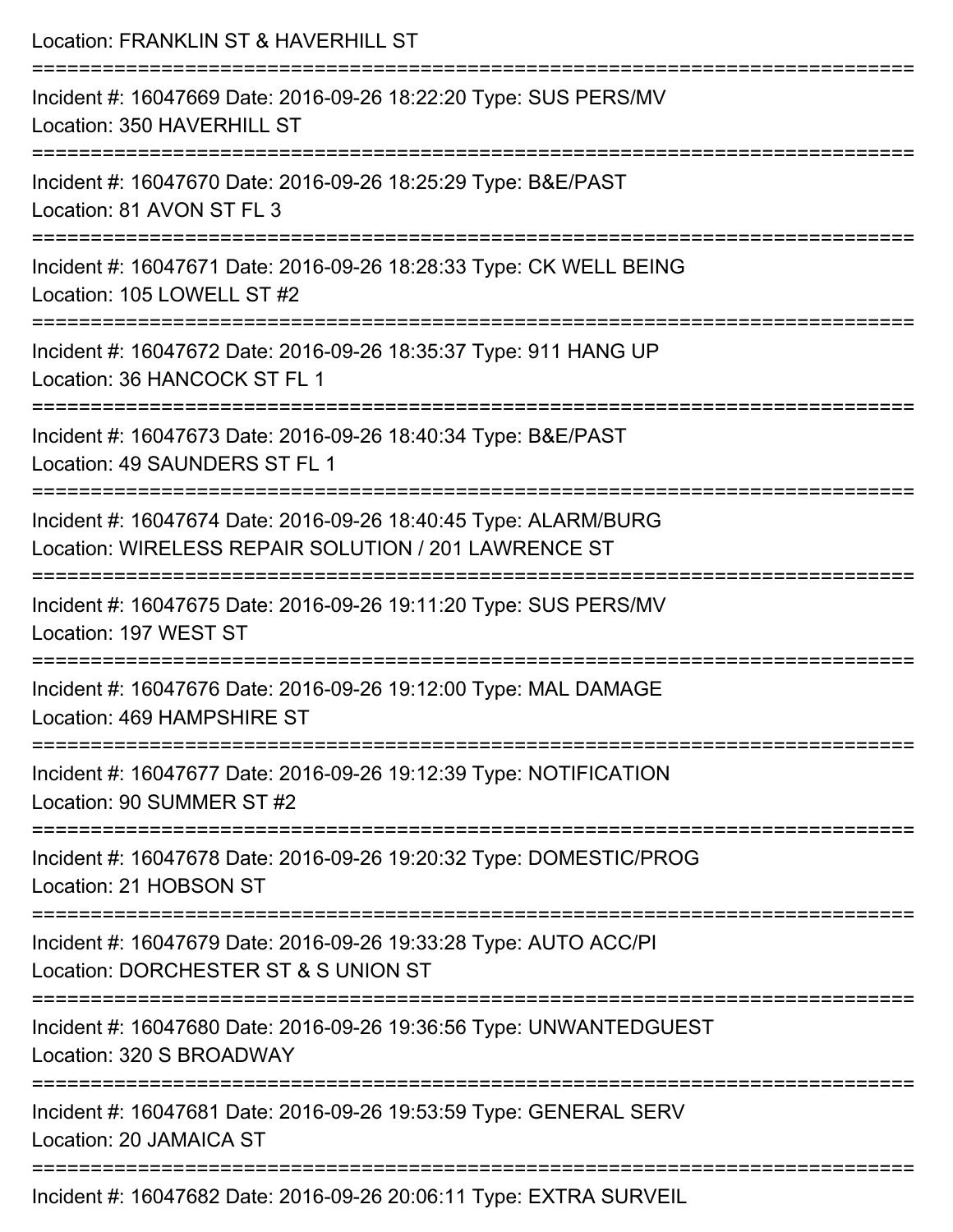Location: FRANKLIN ST & HAVERHILL ST

===========================================================================

Incident #: 16047669 Date: 2016-09-26 18:22:20 Type: SUS PERS/MV
Location: 350 HAVERHILL ST

===========================================================================

Incident #: 16047670 Date: 2016-09-26 18:25:29 Type: B&E/PAST
Location: 81 AVON ST FL 3

===========================================================================

Incident #: 16047671 Date: 2016-09-26 18:28:33 Type: CK WELL BEING
Location: 105 LOWELL ST #2

===========================================================================

Incident #: 16047672 Date: 2016-09-26 18:35:37 Type: 911 HANG UP
Location: 36 HANCOCK ST FL 1

===========================================================================

Incident #: 16047673 Date: 2016-09-26 18:40:34 Type: B&E/PAST
Location: 49 SAUNDERS ST FL 1

===========================================================================

Incident #: 16047674 Date: 2016-09-26 18:40:45 Type: ALARM/BURG
Location: WIRELESS REPAIR SOLUTION / 201 LAWRENCE ST

===========================================================================

Incident #: 16047675 Date: 2016-09-26 19:11:20 Type: SUS PERS/MV
Location: 197 WEST ST

===========================================================================

Incident #: 16047676 Date: 2016-09-26 19:12:00 Type: MAL DAMAGE
Location: 469 HAMPSHIRE ST

===========================================================================

Incident #: 16047677 Date: 2016-09-26 19:12:39 Type: NOTIFICATION
Location: 90 SUMMER ST #2

===========================================================================

Incident #: 16047678 Date: 2016-09-26 19:20:32 Type: DOMESTIC/PROG
Location: 21 HOBSON ST

===========================================================================

Incident #: 16047679 Date: 2016-09-26 19:33:28 Type: AUTO ACC/PI
Location: DORCHESTER ST & S UNION ST

===========================================================================

Incident #: 16047680 Date: 2016-09-26 19:36:56 Type: UNWANTEDGUEST
Location: 320 S BROADWAY

===========================================================================

Incident #: 16047681 Date: 2016-09-26 19:53:59 Type: GENERAL SERV
Location: 20 JAMAICA ST

===========================================================================

Incident #: 16047682 Date: 2016-09-26 20:06:11 Type: EXTRA SURVEIL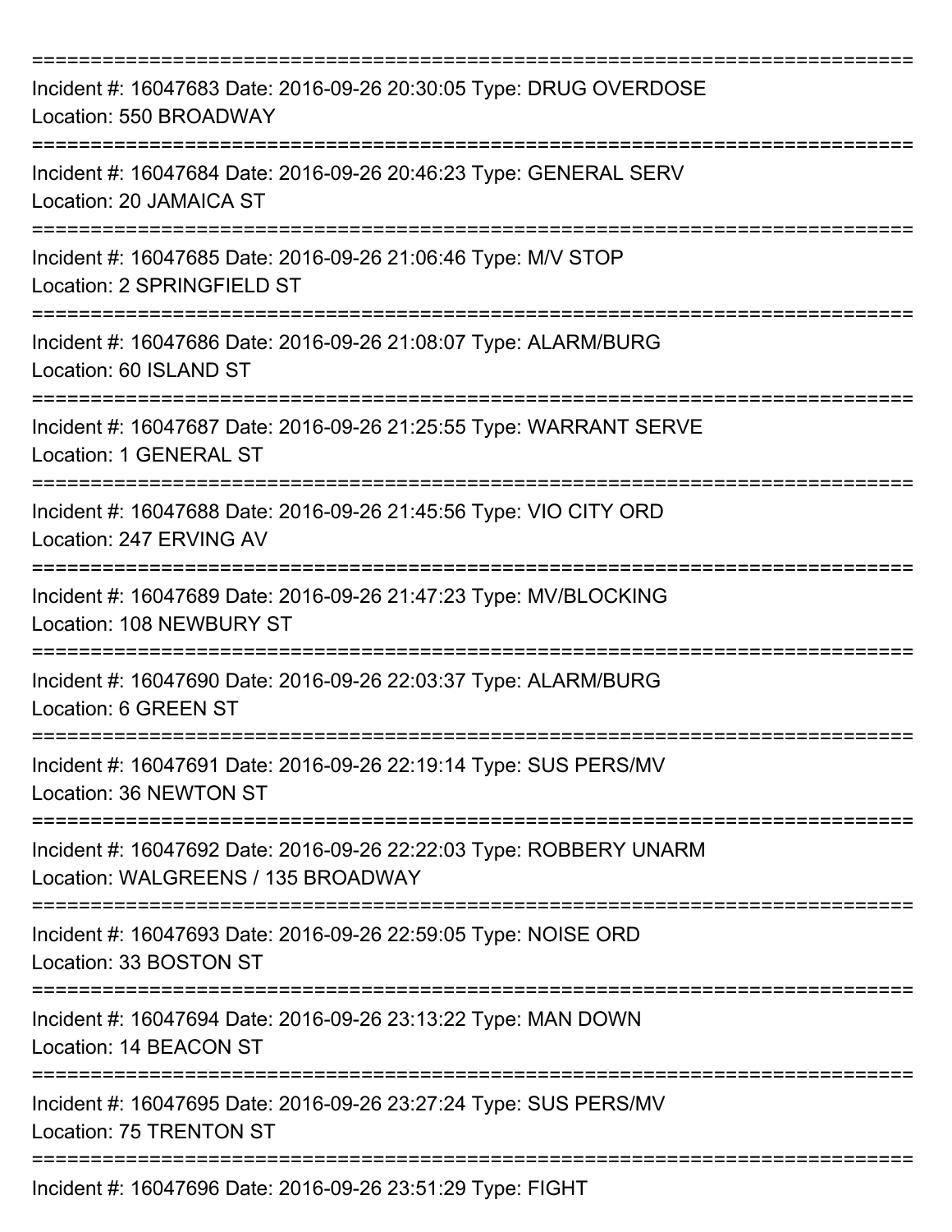===========================================================================

Incident #: 16047683 Date: 2016-09-26 20:30:05 Type: DRUG OVERDOSE
Location: 550 BROADWAY

===========================================================================

Incident #: 16047684 Date: 2016-09-26 20:46:23 Type: GENERAL SERV
Location: 20 JAMAICA ST

===========================================================================

Incident #: 16047685 Date: 2016-09-26 21:06:46 Type: M/V STOP
Location: 2 SPRINGFIELD ST

===========================================================================

Incident #: 16047686 Date: 2016-09-26 21:08:07 Type: ALARM/BURG
Location: 60 ISLAND ST

===========================================================================

Incident #: 16047687 Date: 2016-09-26 21:25:55 Type: WARRANT SERVE
Location: 1 GENERAL ST

===========================================================================

Incident #: 16047688 Date: 2016-09-26 21:45:56 Type: VIO CITY ORD
Location: 247 ERVING AV

===========================================================================

Incident #: 16047689 Date: 2016-09-26 21:47:23 Type: MV/BLOCKING
Location: 108 NEWBURY ST

===========================================================================

Incident #: 16047690 Date: 2016-09-26 22:03:37 Type: ALARM/BURG
Location: 6 GREEN ST

===========================================================================

Incident #: 16047691 Date: 2016-09-26 22:19:14 Type: SUS PERS/MV
Location: 36 NEWTON ST

===========================================================================

Incident #: 16047692 Date: 2016-09-26 22:22:03 Type: ROBBERY UNARM
Location: WALGREENS / 135 BROADWAY

===========================================================================

Incident #: 16047693 Date: 2016-09-26 22:59:05 Type: NOISE ORD
Location: 33 BOSTON ST

===========================================================================

Incident #: 16047694 Date: 2016-09-26 23:13:22 Type: MAN DOWN
Location: 14 BEACON ST

===========================================================================

Incident #: 16047695 Date: 2016-09-26 23:27:24 Type: SUS PERS/MV
Location: 75 TRENTON ST

===========================================================================

Incident #: 16047696 Date: 2016-09-26 23:51:29 Type: FIGHT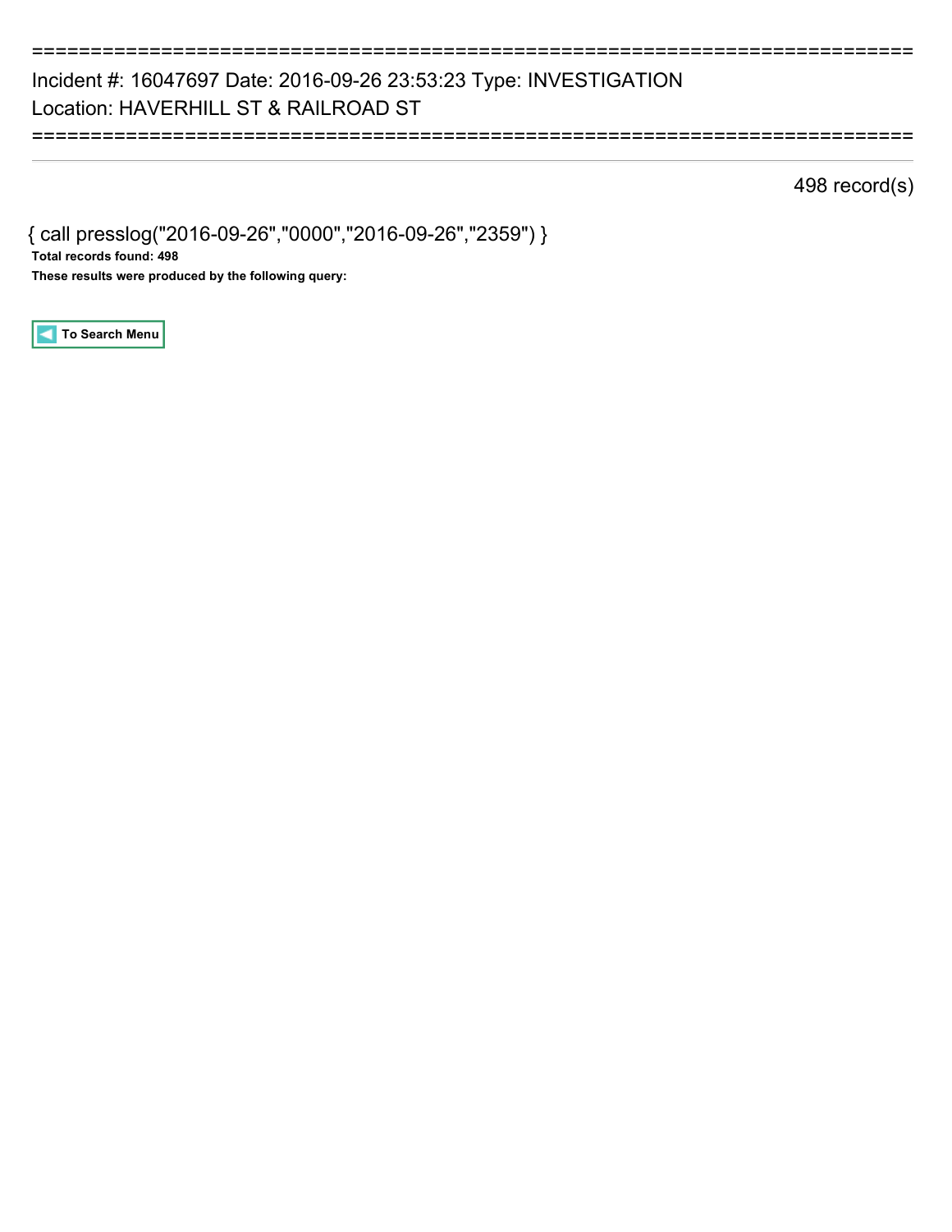===========================================================================
Incident #: 16047697 Date: 2016-09-26 23:53:23 Type: INVESTIGATION
Location: HAVERHILL ST & RAILROAD ST
===========================================================================

---

498 record(s)

{ call presslog("2016-09-26","0000","2016-09-26","2359") }

**Total records found: 498**

**These results were produced by the following query:**

**To Search Menu**